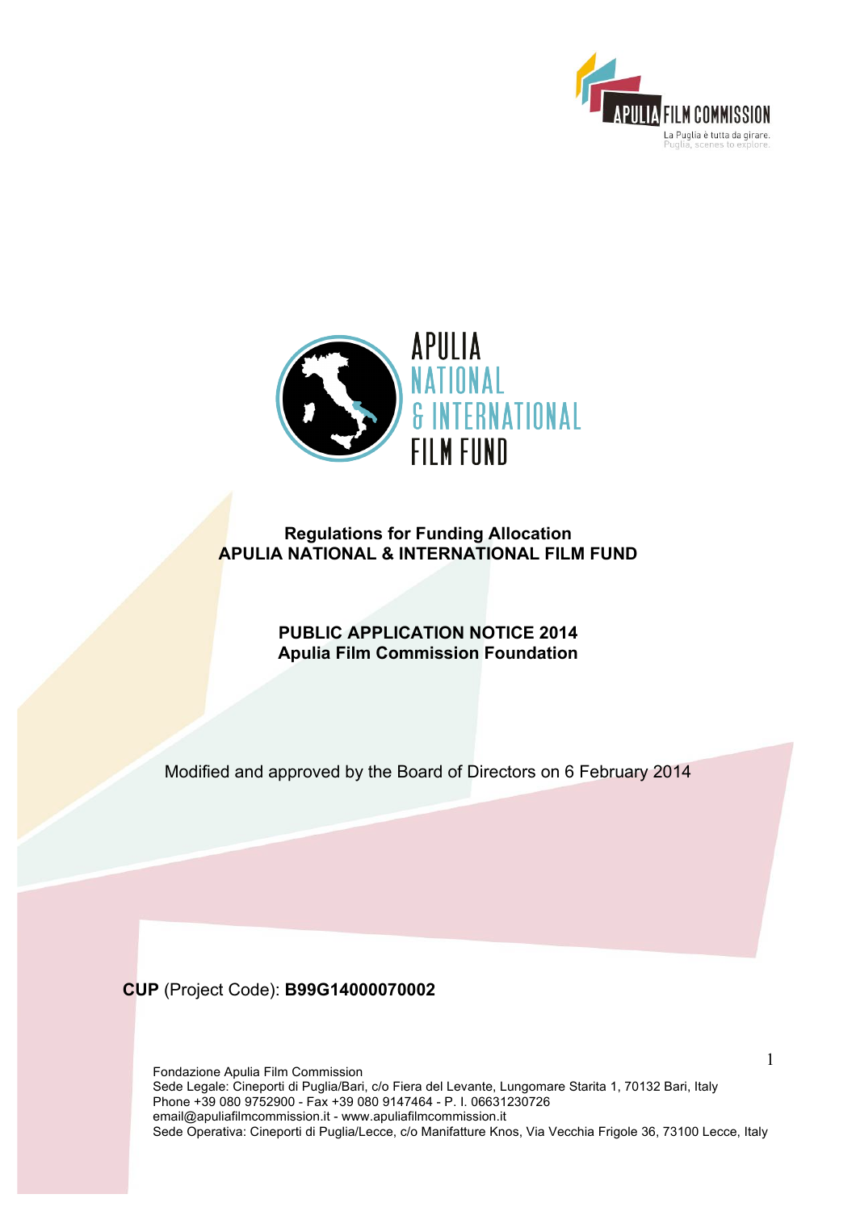APULIA FILM COMMISSION

La Puglia è tutta da girare.
Puglia, scenes to explore.

APULIA NATIONAL & INTERNATIONAL FILM FUND

# Regulations for Funding Allocation
# APULIA NATIONAL & INTERNATIONAL FILM FUND

## PUBLIC APPLICATION NOTICE 2014
## Apulia Film Commission Foundation

Modified and approved by the Board of Directors on 6 February 2014

**CUP** (Project Code): **B99G14000070002**

Fondazione Apulia Film Commission
Sede Legale: Cineporti di Puglia/Bari, c/o Fiera del Levante, Lungomare Starita 1, 70132 Bari, Italy
Phone +39 080 9752900 - Fax +39 080 9147464 - P. I. 06631230726
email@apuliafilmcommission.it - www.apuliafilmcommission.it
Sede Operativa: Cineporti di Puglia/Lecce, c/o Manifatture Knos, Via Vecchia Frigole 36, 73100 Lecce, Italy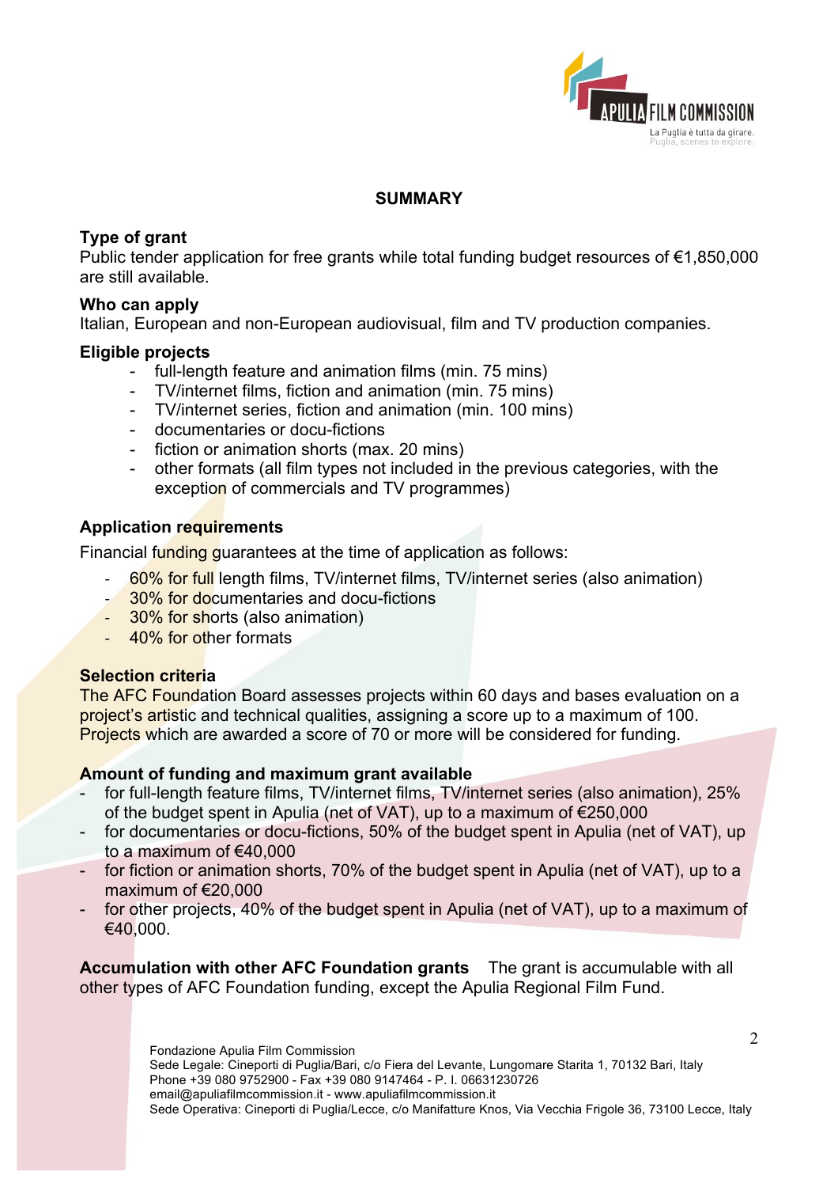## SUMMARY

**Type of grant**

Public tender application for free grants while total funding budget resources of €1,850,000 are still available.

**Who can apply**

Italian, European and non-European audiovisual, film and TV production companies.

**Eligible projects**

- full-length feature and animation films (min. 75 mins)
- TV/internet films, fiction and animation (min. 75 mins)
- TV/internet series, fiction and animation (min. 100 mins)
- documentaries or docu-fictions
- fiction or animation shorts (max. 20 mins)
- other formats (all film types not included in the previous categories, with the exception of commercials and TV programmes)

**Application requirements**

Financial funding guarantees at the time of application as follows:

- 60% for full length films, TV/internet films, TV/internet series (also animation)
- 30% for documentaries and docu-fictions
- 30% for shorts (also animation)
- 40% for other formats

**Selection criteria**

The AFC Foundation Board assesses projects within 60 days and bases evaluation on a project's artistic and technical qualities, assigning a score up to a maximum of 100. Projects which are awarded a score of 70 or more will be considered for funding.

**Amount of funding and maximum grant available**

- for full-length feature films, TV/internet films, TV/internet series (also animation), 25% of the budget spent in Apulia (net of VAT), up to a maximum of €250,000
- for documentaries or docu-fictions, 50% of the budget spent in Apulia (net of VAT), up to a maximum of €40,000
- for fiction or animation shorts, 70% of the budget spent in Apulia (net of VAT), up to a maximum of €20,000
- for other projects, 40% of the budget spent in Apulia (net of VAT), up to a maximum of €40,000.

**Accumulation with other AFC Foundation grants** The grant is accumulable with all other types of AFC Foundation funding, except the Apulia Regional Film Fund.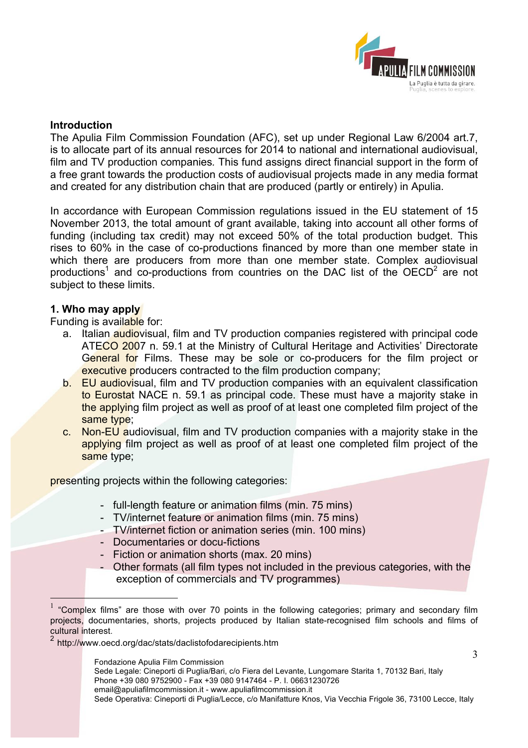## Introduction

The Apulia Film Commission Foundation (AFC), set up under Regional Law 6/2004 art.7, is to allocate part of its annual resources for 2014 to national and international audiovisual, film and TV production companies. This fund assigns direct financial support in the form of a free grant towards the production costs of audiovisual projects made in any media format and created for any distribution chain that are produced (partly or entirely) in Apulia.

In accordance with European Commission regulations issued in the EU statement of 15 November 2013, the total amount of grant available, taking into account all other forms of funding (including tax credit) may not exceed 50% of the total production budget. This rises to 60% in the case of co-productions financed by more than one member state in which there are producers from more than one member state. Complex audiovisual productions[1] and co-productions from countries on the DAC list of the OECD[2] are not subject to these limits.

## 1. Who may apply

Funding is available for:

a. Italian audiovisual, film and TV production companies registered with principal code ATECO 2007 n. 59.1 at the Ministry of Cultural Heritage and Activities' Directorate General for Films. These may be sole or co-producers for the film project or executive producers contracted to the film production company;
b. EU audiovisual, film and TV production companies with an equivalent classification to Eurostat NACE n. 59.1 as principal code. These must have a majority stake in the applying film project as well as proof of at least one completed film project of the same type;
c. Non-EU audiovisual, film and TV production companies with a majority stake in the applying film project as well as proof of at least one completed film project of the same type;

presenting projects within the following categories:

- full-length feature or animation films (min. 75 mins)
- TV/internet feature or animation films (min. 75 mins)
- TV/internet fiction or animation series (min. 100 mins)
- Documentaries or docu-fictions
- Fiction or animation shorts (max. 20 mins)
- Other formats (all film types not included in the previous categories, with the exception of commercials and TV programmes)

---

[1] "Complex films" are those with over 70 points in the following categories; primary and secondary film projects, documentaries, shorts, projects produced by Italian state-recognised film schools and films of cultural interest.

[2] http://www.oecd.org/dac/stats/daclistofodarecipients.htm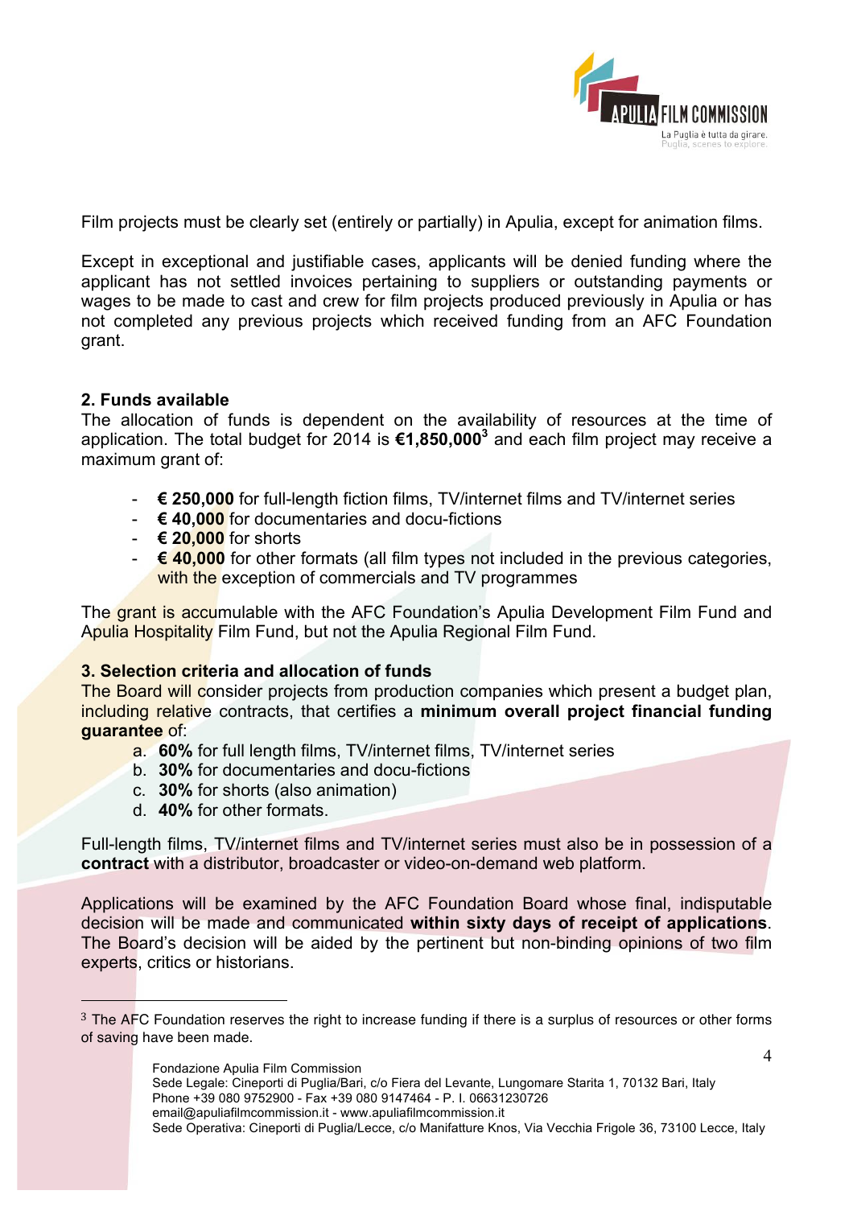Film projects must be clearly set (entirely or partially) in Apulia, except for animation films.

Except in exceptional and justifiable cases, applicants will be denied funding where the applicant has not settled invoices pertaining to suppliers or outstanding payments or wages to be made to cast and crew for film projects produced previously in Apulia or has not completed any previous projects which received funding from an AFC Foundation grant.

**2. Funds available**

The allocation of funds is dependent on the availability of resources at the time of application. The total budget for 2014 is **€1,850,000**[3] and each film project may receive a maximum grant of:

- **€ 250,000** for full-length fiction films, TV/internet films and TV/internet series
- **€ 40,000** for documentaries and docu-fictions
- **€ 20,000** for shorts
- **€ 40,000** for other formats (all film types not included in the previous categories, with the exception of commercials and TV programmes

The grant is accumulable with the AFC Foundation's Apulia Development Film Fund and Apulia Hospitality Film Fund, but not the Apulia Regional Film Fund.

**3. Selection criteria and allocation of funds**

The Board will consider projects from production companies which present a budget plan, including relative contracts, that certifies a **minimum overall project financial funding guarantee** of:

a. **60%** for full length films, TV/internet films, TV/internet series
b. **30%** for documentaries and docu-fictions
c. **30%** for shorts (also animation)
d. **40%** for other formats.

Full-length films, TV/internet films and TV/internet series must also be in possession of a **contract** with a distributor, broadcaster or video-on-demand web platform.

Applications will be examined by the AFC Foundation Board whose final, indisputable decision will be made and communicated **within sixty days of receipt of applications**. The Board's decision will be aided by the pertinent but non-binding opinions of two film experts, critics or historians.

[3] The AFC Foundation reserves the right to increase funding if there is a surplus of resources or other forms of saving have been made.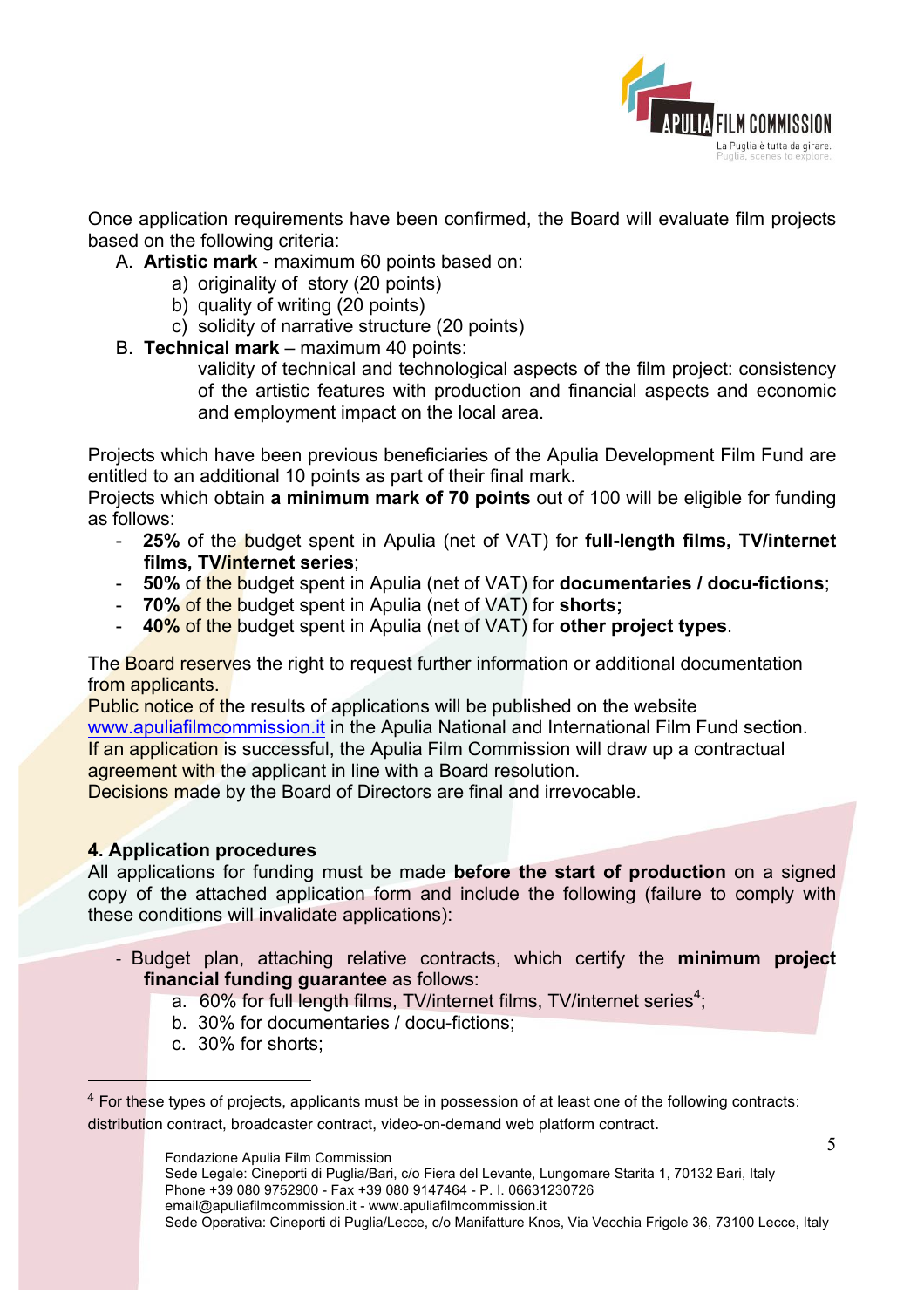Once application requirements have been confirmed, the Board will evaluate film projects based on the following criteria:

A. **Artistic mark** - maximum 60 points based on:
   a) originality of story (20 points)
   b) quality of writing (20 points)
   c) solidity of narrative structure (20 points)
B. **Technical mark** – maximum 40 points:
   validity of technical and technological aspects of the film project: consistency of the artistic features with production and financial aspects and economic and employment impact on the local area.

Projects which have been previous beneficiaries of the Apulia Development Film Fund are entitled to an additional 10 points as part of their final mark.
Projects which obtain **a minimum mark of 70 points** out of 100 will be eligible for funding as follows:

- **25%** of the budget spent in Apulia (net of VAT) for **full-length films, TV/internet films, TV/internet series**;
- **50%** of the budget spent in Apulia (net of VAT) for **documentaries / docu-fictions**;
- **70%** of the budget spent in Apulia (net of VAT) for **shorts;**
- **40%** of the budget spent in Apulia (net of VAT) for **other project types**.

The Board reserves the right to request further information or additional documentation from applicants.
Public notice of the results of applications will be published on the website www.apuliafilmcommission.it in the Apulia National and International Film Fund section.
If an application is successful, the Apulia Film Commission will draw up a contractual agreement with the applicant in line with a Board resolution.
Decisions made by the Board of Directors are final and irrevocable.

## 4. Application procedures

All applications for funding must be made **before the start of production** on a signed copy of the attached application form and include the following (failure to comply with these conditions will invalidate applications):

- Budget plan, attaching relative contracts, which certify the **minimum project financial funding guarantee** as follows:
  a. 60% for full length films, TV/internet films, TV/internet series[4];
  b. 30% for documentaries / docu-fictions;
  c. 30% for shorts;

[4] For these types of projects, applicants must be in possession of at least one of the following contracts: distribution contract, broadcaster contract, video-on-demand web platform contract.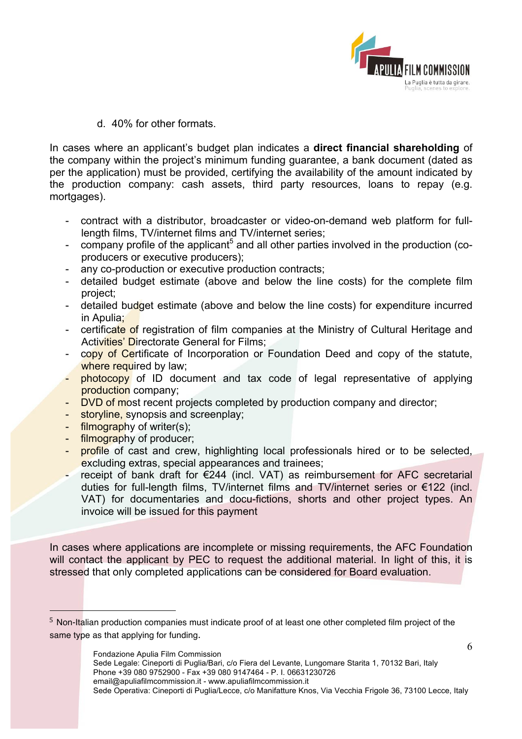d. 40% for other formats.

In cases where an applicant's budget plan indicates a **direct financial shareholding** of the company within the project's minimum funding guarantee, a bank document (dated as per the application) must be provided, certifying the availability of the amount indicated by the production company: cash assets, third party resources, loans to repay (e.g. mortgages).

- contract with a distributor, broadcaster or video-on-demand web platform for full-length films, TV/internet films and TV/internet series;
- company profile of the applicant[5] and all other parties involved in the production (co-producers or executive producers);
- any co-production or executive production contracts;
- detailed budget estimate (above and below the line costs) for the complete film project;
- detailed budget estimate (above and below the line costs) for expenditure incurred in Apulia;
- certificate of registration of film companies at the Ministry of Cultural Heritage and Activities' Directorate General for Films;
- copy of Certificate of Incorporation or Foundation Deed and copy of the statute, where required by law;
- photocopy of ID document and tax code of legal representative of applying production company;
- DVD of most recent projects completed by production company and director;
- storyline, synopsis and screenplay;
- filmography of writer(s);
- filmography of producer;
- profile of cast and crew, highlighting local professionals hired or to be selected, excluding extras, special appearances and trainees;
- receipt of bank draft for €244 (incl. VAT) as reimbursement for AFC secretarial duties for full-length films, TV/internet films and TV/internet series or €122 (incl. VAT) for documentaries and docu-fictions, shorts and other project types. An invoice will be issued for this payment

In cases where applications are incomplete or missing requirements, the AFC Foundation will contact the applicant by PEC to request the additional material. In light of this, it is stressed that only completed applications can be considered for Board evaluation.

[5] Non-Italian production companies must indicate proof of at least one other completed film project of the same type as that applying for funding.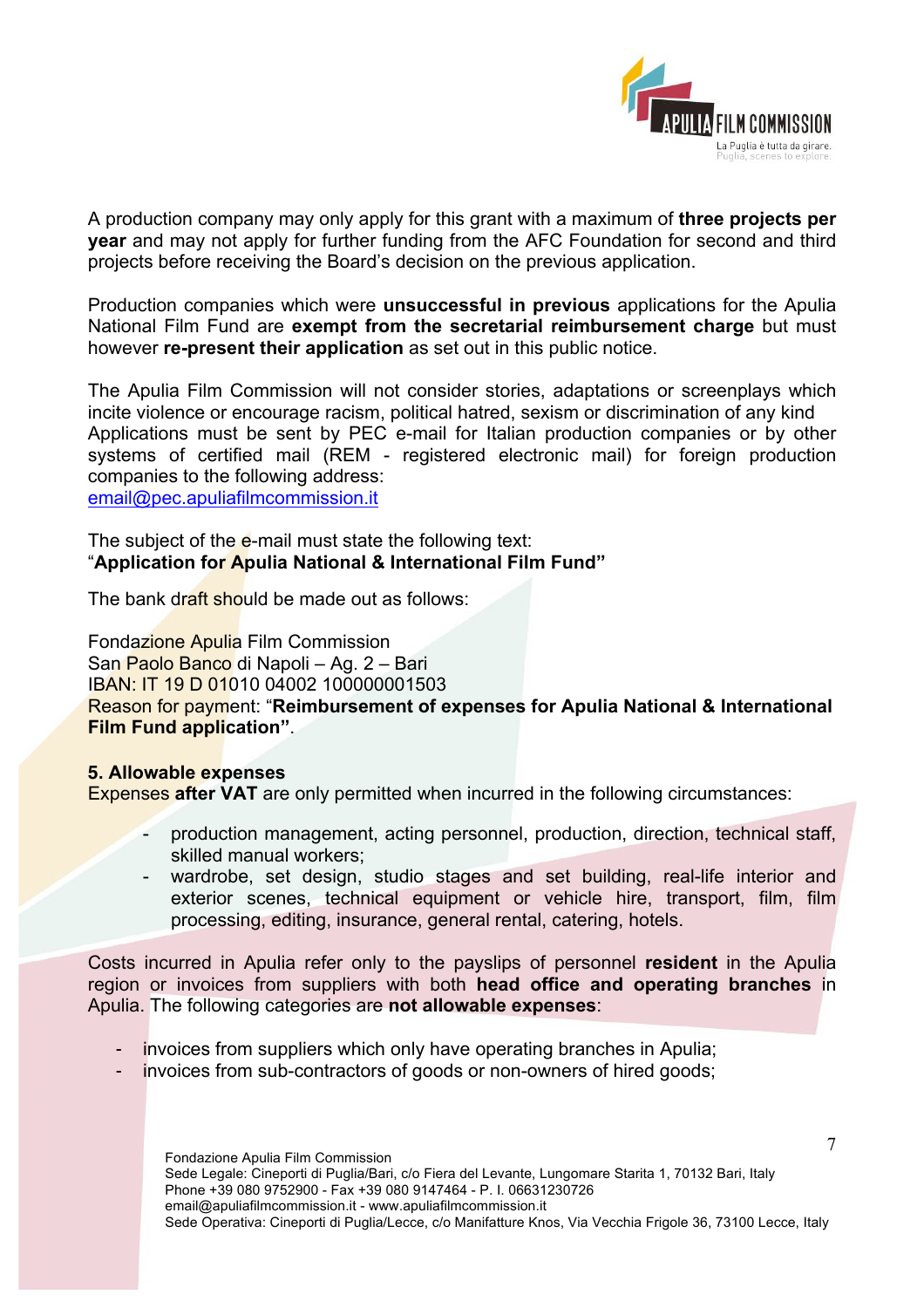A production company may only apply for this grant with a maximum of **three projects per year** and may not apply for further funding from the AFC Foundation for second and third projects before receiving the Board's decision on the previous application.

Production companies which were **unsuccessful in previous** applications for the Apulia National Film Fund are **exempt from the secretarial reimbursement charge** but must however **re-present their application** as set out in this public notice.

The Apulia Film Commission will not consider stories, adaptations or screenplays which incite violence or encourage racism, political hatred, sexism or discrimination of any kind
Applications must be sent by PEC e-mail for Italian production companies or by other systems of certified mail (REM - registered electronic mail) for foreign production companies to the following address:
email@pec.apuliafilmcommission.it

The subject of the e-mail must state the following text:
"**Application for Apulia National & International Film Fund"**

The bank draft should be made out as follows:

Fondazione Apulia Film Commission
San Paolo Banco di Napoli – Ag. 2 – Bari
IBAN: IT 19 D 01010 04002 100000001503
Reason for payment: "**Reimbursement of expenses for Apulia National & International Film Fund application"**.

**5. Allowable expenses**

Expenses **after VAT** are only permitted when incurred in the following circumstances:

- production management, acting personnel, production, direction, technical staff, skilled manual workers;
- wardrobe, set design, studio stages and set building, real-life interior and exterior scenes, technical equipment or vehicle hire, transport, film, film processing, editing, insurance, general rental, catering, hotels.

Costs incurred in Apulia refer only to the payslips of personnel **resident** in the Apulia region or invoices from suppliers with both **head office and operating branches** in Apulia. The following categories are **not allowable expenses**:

- invoices from suppliers which only have operating branches in Apulia;
- invoices from sub-contractors of goods or non-owners of hired goods;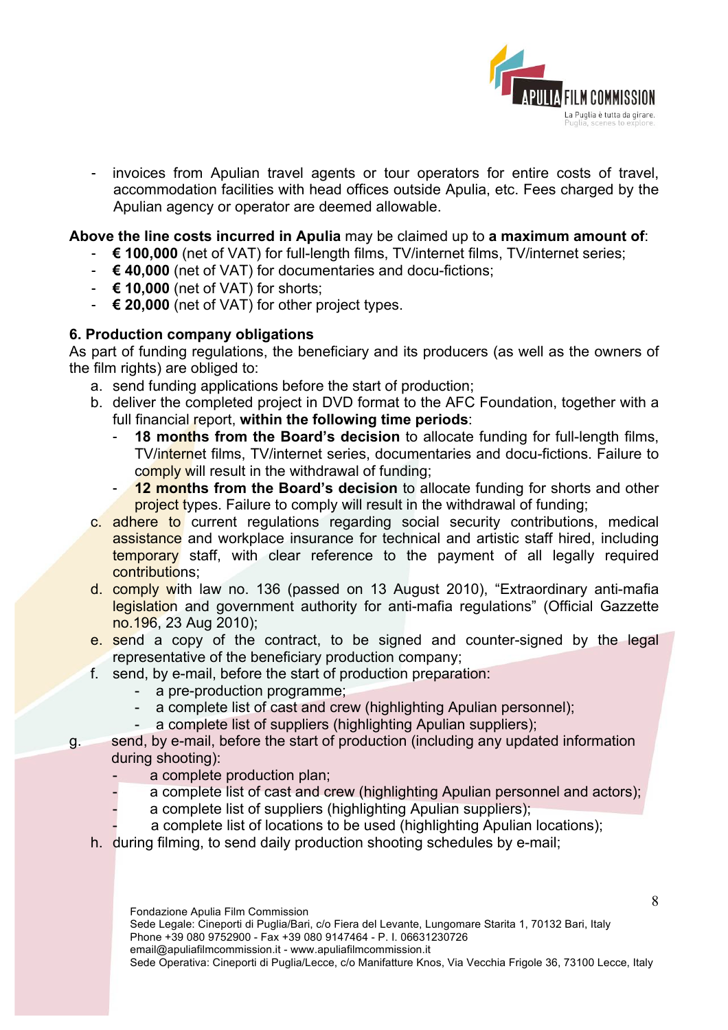- invoices from Apulian travel agents or tour operators for entire costs of travel, accommodation facilities with head offices outside Apulia, etc. Fees charged by the Apulian agency or operator are deemed allowable.

**Above the line costs incurred in Apulia** may be claimed up to **a maximum amount of**:

- **€ 100,000** (net of VAT) for full-length films, TV/internet films, TV/internet series;
- **€ 40,000** (net of VAT) for documentaries and docu-fictions;
- **€ 10,000** (net of VAT) for shorts;
- **€ 20,000** (net of VAT) for other project types.

### 6. Production company obligations

As part of funding regulations, the beneficiary and its producers (as well as the owners of the film rights) are obliged to:

a. send funding applications before the start of production;

b. deliver the completed project in DVD format to the AFC Foundation, together with a full financial report, **within the following time periods**:
   - **18 months from the Board's decision** to allocate funding for full-length films, TV/internet films, TV/internet series, documentaries and docu-fictions. Failure to comply will result in the withdrawal of funding;
   - **12 months from the Board's decision** to allocate funding for shorts and other project types. Failure to comply will result in the withdrawal of funding;

c. adhere to current regulations regarding social security contributions, medical assistance and workplace insurance for technical and artistic staff hired, including temporary staff, with clear reference to the payment of all legally required contributions;

d. comply with law no. 136 (passed on 13 August 2010), "Extraordinary anti-mafia legislation and government authority for anti-mafia regulations" (Official Gazzette no.196, 23 Aug 2010);

e. send a copy of the contract, to be signed and counter-signed by the legal representative of the beneficiary production company;

f. send, by e-mail, before the start of production preparation:
   - a pre-production programme;
   - a complete list of cast and crew (highlighting Apulian personnel);
   - a complete list of suppliers (highlighting Apulian suppliers);

g. send, by e-mail, before the start of production (including any updated information during shooting):
   - a complete production plan;
   - a complete list of cast and crew (highlighting Apulian personnel and actors);
   - a complete list of suppliers (highlighting Apulian suppliers);
   - a complete list of locations to be used (highlighting Apulian locations);

h. during filming, to send daily production shooting schedules by e-mail;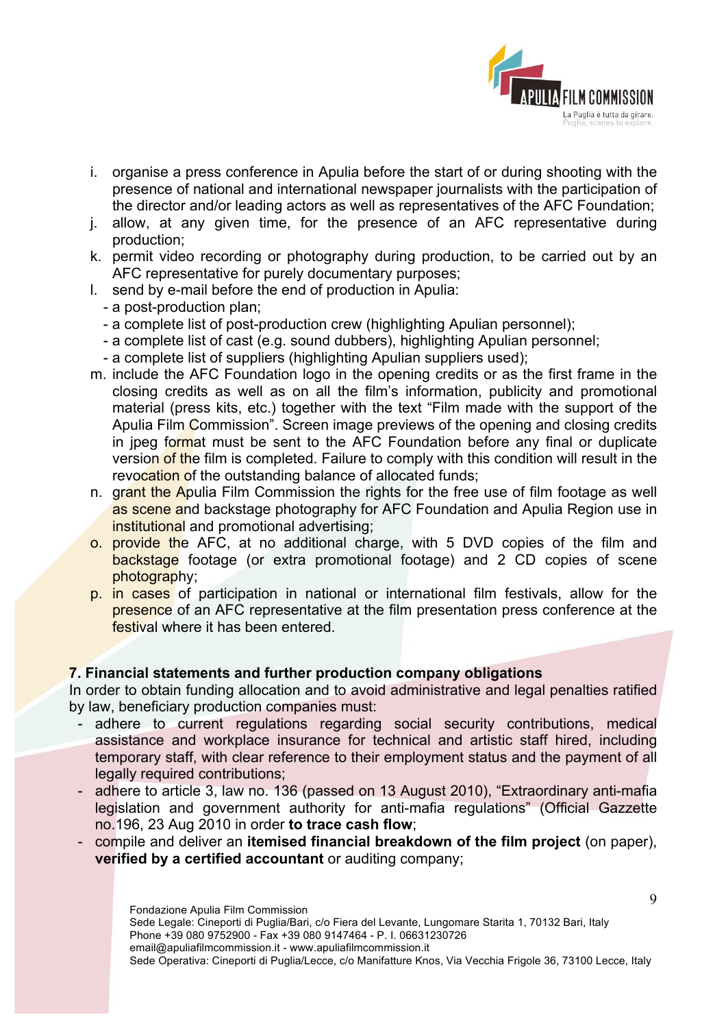i. organise a press conference in Apulia before the start of or during shooting with the presence of national and international newspaper journalists with the participation of the director and/or leading actors as well as representatives of the AFC Foundation;
j. allow, at any given time, for the presence of an AFC representative during production;
k. permit video recording or photography during production, to be carried out by an AFC representative for purely documentary purposes;
l. send by e-mail before the end of production in Apulia:
   - a post-production plan;
   - a complete list of post-production crew (highlighting Apulian personnel);
   - a complete list of cast (e.g. sound dubbers), highlighting Apulian personnel;
   - a complete list of suppliers (highlighting Apulian suppliers used);
m. include the AFC Foundation logo in the opening credits or as the first frame in the closing credits as well as on all the film's information, publicity and promotional material (press kits, etc.) together with the text "Film made with the support of the Apulia Film Commission". Screen image previews of the opening and closing credits in jpeg format must be sent to the AFC Foundation before any final or duplicate version of the film is completed. Failure to comply with this condition will result in the revocation of the outstanding balance of allocated funds;
n. grant the Apulia Film Commission the rights for the free use of film footage as well as scene and backstage photography for AFC Foundation and Apulia Region use in institutional and promotional advertising;
o. provide the AFC, at no additional charge, with 5 DVD copies of the film and backstage footage (or extra promotional footage) and 2 CD copies of scene photography;
p. in cases of participation in national or international film festivals, allow for the presence of an AFC representative at the film presentation press conference at the festival where it has been entered.

### 7. Financial statements and further production company obligations

In order to obtain funding allocation and to avoid administrative and legal penalties ratified by law, beneficiary production companies must:

- adhere to current regulations regarding social security contributions, medical assistance and workplace insurance for technical and artistic staff hired, including temporary staff, with clear reference to their employment status and the payment of all legally required contributions;
- adhere to article 3, law no. 136 (passed on 13 August 2010), "Extraordinary anti-mafia legislation and government authority for anti-mafia regulations" (Official Gazzette no.196, 23 Aug 2010 in order **to trace cash flow**;
- compile and deliver an **itemised financial breakdown of the film project** (on paper), **verified by a certified accountant** or auditing company;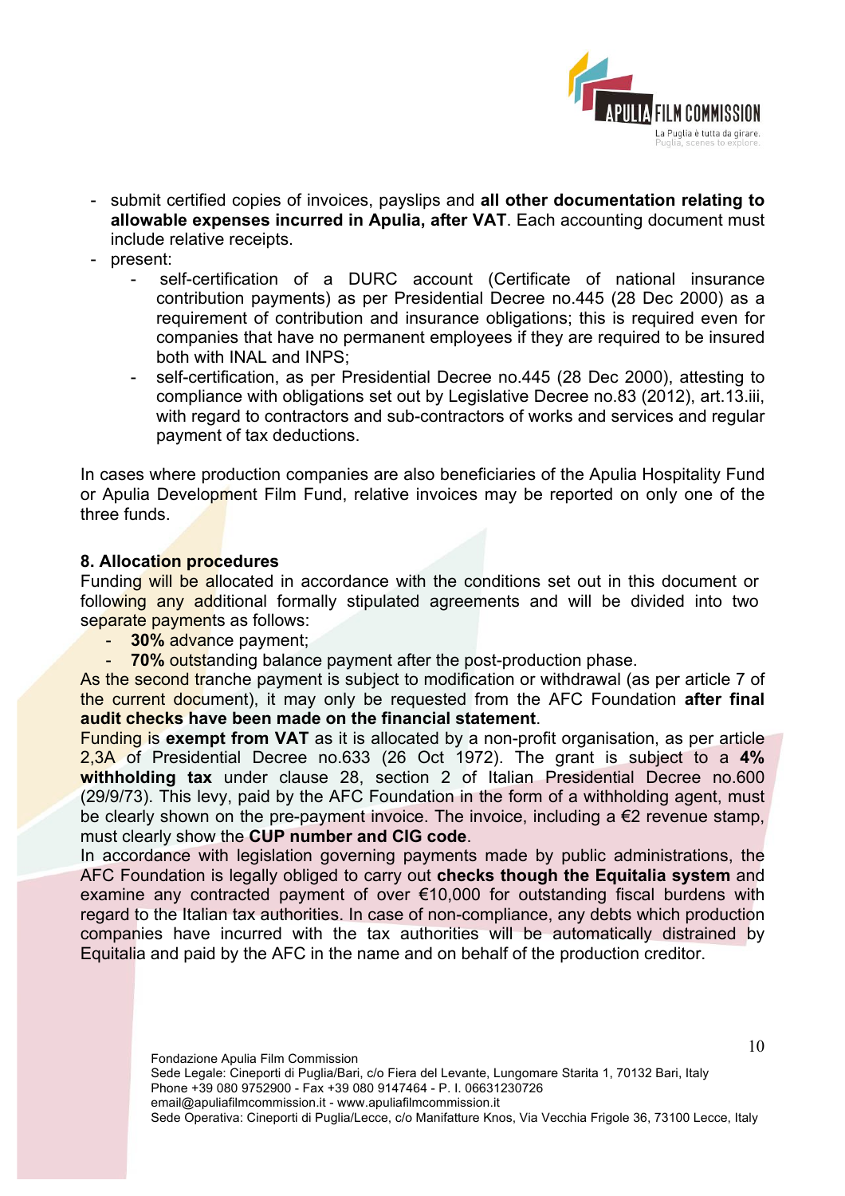- submit certified copies of invoices, payslips and **all other documentation relating to allowable expenses incurred in Apulia, after VAT**. Each accounting document must include relative receipts.
- present:
  - self-certification of a DURC account (Certificate of national insurance contribution payments) as per Presidential Decree no.445 (28 Dec 2000) as a requirement of contribution and insurance obligations; this is required even for companies that have no permanent employees if they are required to be insured both with INAL and INPS;
  - self-certification, as per Presidential Decree no.445 (28 Dec 2000), attesting to compliance with obligations set out by Legislative Decree no.83 (2012), art.13.iii, with regard to contractors and sub-contractors of works and services and regular payment of tax deductions.

In cases where production companies are also beneficiaries of the Apulia Hospitality Fund or Apulia Development Film Fund, relative invoices may be reported on only one of the three funds.

**8. Allocation procedures**

Funding will be allocated in accordance with the conditions set out in this document or following any additional formally stipulated agreements and will be divided into two separate payments as follows:

- **30%** advance payment;
- **70%** outstanding balance payment after the post-production phase.

As the second tranche payment is subject to modification or withdrawal (as per article 7 of the current document), it may only be requested from the AFC Foundation **after final audit checks have been made on the financial statement**.

Funding is **exempt from VAT** as it is allocated by a non-profit organisation, as per article 2,3A of Presidential Decree no.633 (26 Oct 1972). The grant is subject to a **4% withholding tax** under clause 28, section 2 of Italian Presidential Decree no.600 (29/9/73). This levy, paid by the AFC Foundation in the form of a withholding agent, must be clearly shown on the pre-payment invoice. The invoice, including a €2 revenue stamp, must clearly show the **CUP number and CIG code**.

In accordance with legislation governing payments made by public administrations, the AFC Foundation is legally obliged to carry out **checks though the Equitalia system** and examine any contracted payment of over €10,000 for outstanding fiscal burdens with regard to the Italian tax authorities. In case of non-compliance, any debts which production companies have incurred with the tax authorities will be automatically distrained by Equitalia and paid by the AFC in the name and on behalf of the production creditor.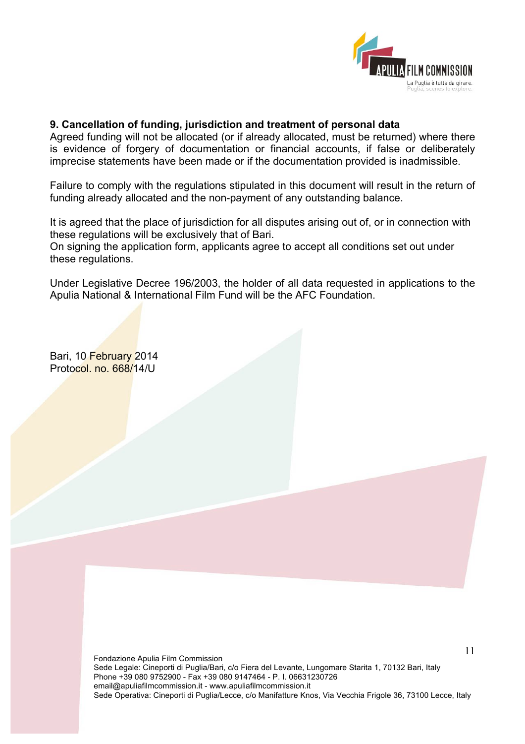## 9. Cancellation of funding, jurisdiction and treatment of personal data

Agreed funding will not be allocated (or if already allocated, must be returned) where there is evidence of forgery of documentation or financial accounts, if false or deliberately imprecise statements have been made or if the documentation provided is inadmissible.

Failure to comply with the regulations stipulated in this document will result in the return of funding already allocated and the non-payment of any outstanding balance.

It is agreed that the place of jurisdiction for all disputes arising out of, or in connection with these regulations will be exclusively that of Bari.
On signing the application form, applicants agree to accept all conditions set out under these regulations.

Under Legislative Decree 196/2003, the holder of all data requested in applications to the Apulia National & International Film Fund will be the AFC Foundation.

Bari, 10 February 2014
Protocol. no. 668/14/U